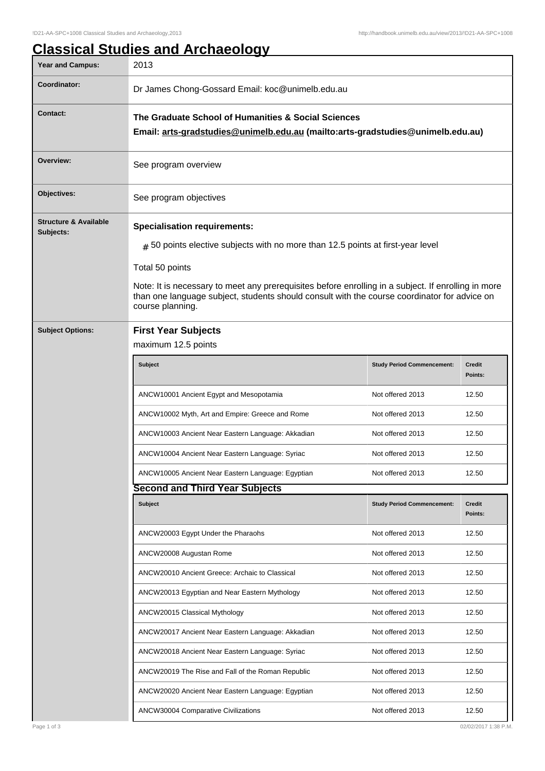# Classical Studies and Archaeology

| | |
|---|---|
| **Year and Campus:** | 2013 |
| **Coordinator:** | Dr James Chong-Gossard Email: koc@unimelb.edu.au |
| **Contact:** | **The Graduate School of Humanities & Social Sciences**<br>**Email: arts-gradstudies@unimelb.edu.au (mailto:arts-gradstudies@unimelb.edu.au)** |
| **Overview:** | See program overview |
| **Objectives:** | See program objectives |
| **Structure & Available Subjects:** | **Specialisation requirements:**<br># 50 points elective subjects with no more than 12.5 points at first-year level<br>Total 50 points<br>Note: It is necessary to meet any prerequisites before enrolling in a subject. If enrolling in more than one language subject, students should consult with the course coordinator for advice on course planning. |

**Subject Options:**

## First Year Subjects

maximum 12.5 points

| Subject | Study Period Commencement: | Credit Points: |
|---|---|---|
| ANCW10001 Ancient Egypt and Mesopotamia | Not offered 2013 | 12.50 |
| ANCW10002 Myth, Art and Empire: Greece and Rome | Not offered 2013 | 12.50 |
| ANCW10003 Ancient Near Eastern Language: Akkadian | Not offered 2013 | 12.50 |
| ANCW10004 Ancient Near Eastern Language: Syriac | Not offered 2013 | 12.50 |
| ANCW10005 Ancient Near Eastern Language: Egyptian | Not offered 2013 | 12.50 |

## Second and Third Year Subjects

| Subject | Study Period Commencement: | Credit Points: |
|---|---|---|
| ANCW20003 Egypt Under the Pharaohs | Not offered 2013 | 12.50 |
| ANCW20008 Augustan Rome | Not offered 2013 | 12.50 |
| ANCW20010 Ancient Greece: Archaic to Classical | Not offered 2013 | 12.50 |
| ANCW20013 Egyptian and Near Eastern Mythology | Not offered 2013 | 12.50 |
| ANCW20015 Classical Mythology | Not offered 2013 | 12.50 |
| ANCW20017 Ancient Near Eastern Language: Akkadian | Not offered 2013 | 12.50 |
| ANCW20018 Ancient Near Eastern Language: Syriac | Not offered 2013 | 12.50 |
| ANCW20019 The Rise and Fall of the Roman Republic | Not offered 2013 | 12.50 |
| ANCW20020 Ancient Near Eastern Language: Egyptian | Not offered 2013 | 12.50 |
| ANCW30004 Comparative Civilizations | Not offered 2013 | 12.50 |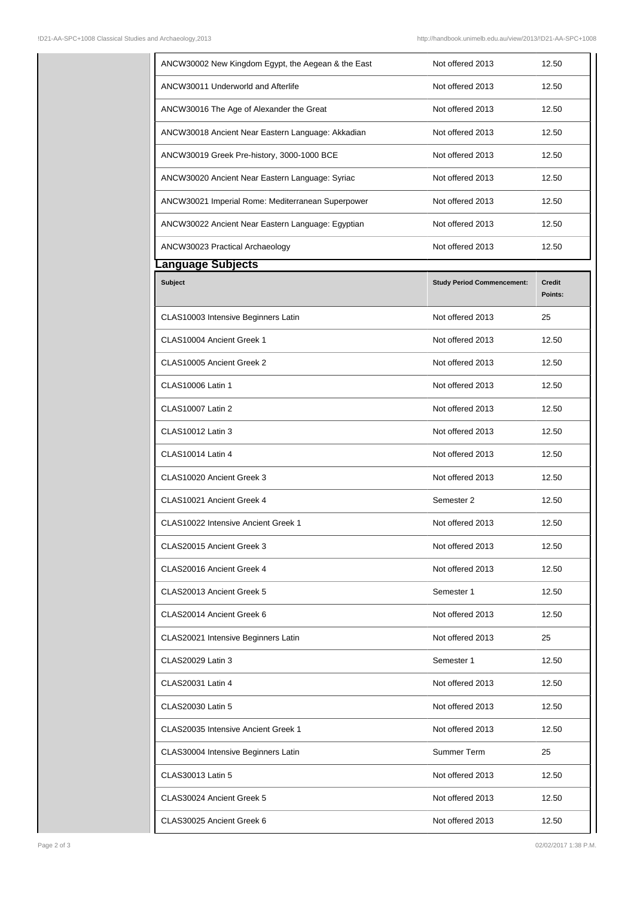| ANCW30002 New Kingdom Egypt, the Aegean & the East | Not offered 2013 | 12.50 |
|---|---|---|
| ANCW30011 Underworld and Afterlife | Not offered 2013 | 12.50 |
| ANCW30016 The Age of Alexander the Great | Not offered 2013 | 12.50 |
| ANCW30018 Ancient Near Eastern Language: Akkadian | Not offered 2013 | 12.50 |
| ANCW30019 Greek Pre-history, 3000-1000 BCE | Not offered 2013 | 12.50 |
| ANCW30020 Ancient Near Eastern Language: Syriac | Not offered 2013 | 12.50 |
| ANCW30021 Imperial Rome: Mediterranean Superpower | Not offered 2013 | 12.50 |
| ANCW30022 Ancient Near Eastern Language: Egyptian | Not offered 2013 | 12.50 |
| ANCW30023 Practical Archaeology | Not offered 2013 | 12.50 |

## Language Subjects

| Subject | Study Period Commencement: | Credit Points: |
|---|---|---|
| CLAS10003 Intensive Beginners Latin | Not offered 2013 | 25 |
| CLAS10004 Ancient Greek 1 | Not offered 2013 | 12.50 |
| CLAS10005 Ancient Greek 2 | Not offered 2013 | 12.50 |
| CLAS10006 Latin 1 | Not offered 2013 | 12.50 |
| CLAS10007 Latin 2 | Not offered 2013 | 12.50 |
| CLAS10012 Latin 3 | Not offered 2013 | 12.50 |
| CLAS10014 Latin 4 | Not offered 2013 | 12.50 |
| CLAS10020 Ancient Greek 3 | Not offered 2013 | 12.50 |
| CLAS10021 Ancient Greek 4 | Semester 2 | 12.50 |
| CLAS10022 Intensive Ancient Greek 1 | Not offered 2013 | 12.50 |
| CLAS20015 Ancient Greek 3 | Not offered 2013 | 12.50 |
| CLAS20016 Ancient Greek 4 | Not offered 2013 | 12.50 |
| CLAS20013 Ancient Greek 5 | Semester 1 | 12.50 |
| CLAS20014 Ancient Greek 6 | Not offered 2013 | 12.50 |
| CLAS20021 Intensive Beginners Latin | Not offered 2013 | 25 |
| CLAS20029 Latin 3 | Semester 1 | 12.50 |
| CLAS20031 Latin 4 | Not offered 2013 | 12.50 |
| CLAS20030 Latin 5 | Not offered 2013 | 12.50 |
| CLAS20035 Intensive Ancient Greek 1 | Not offered 2013 | 12.50 |
| CLAS30004 Intensive Beginners Latin | Summer Term | 25 |
| CLAS30013 Latin 5 | Not offered 2013 | 12.50 |
| CLAS30024 Ancient Greek 5 | Not offered 2013 | 12.50 |
| CLAS30025 Ancient Greek 6 | Not offered 2013 | 12.50 |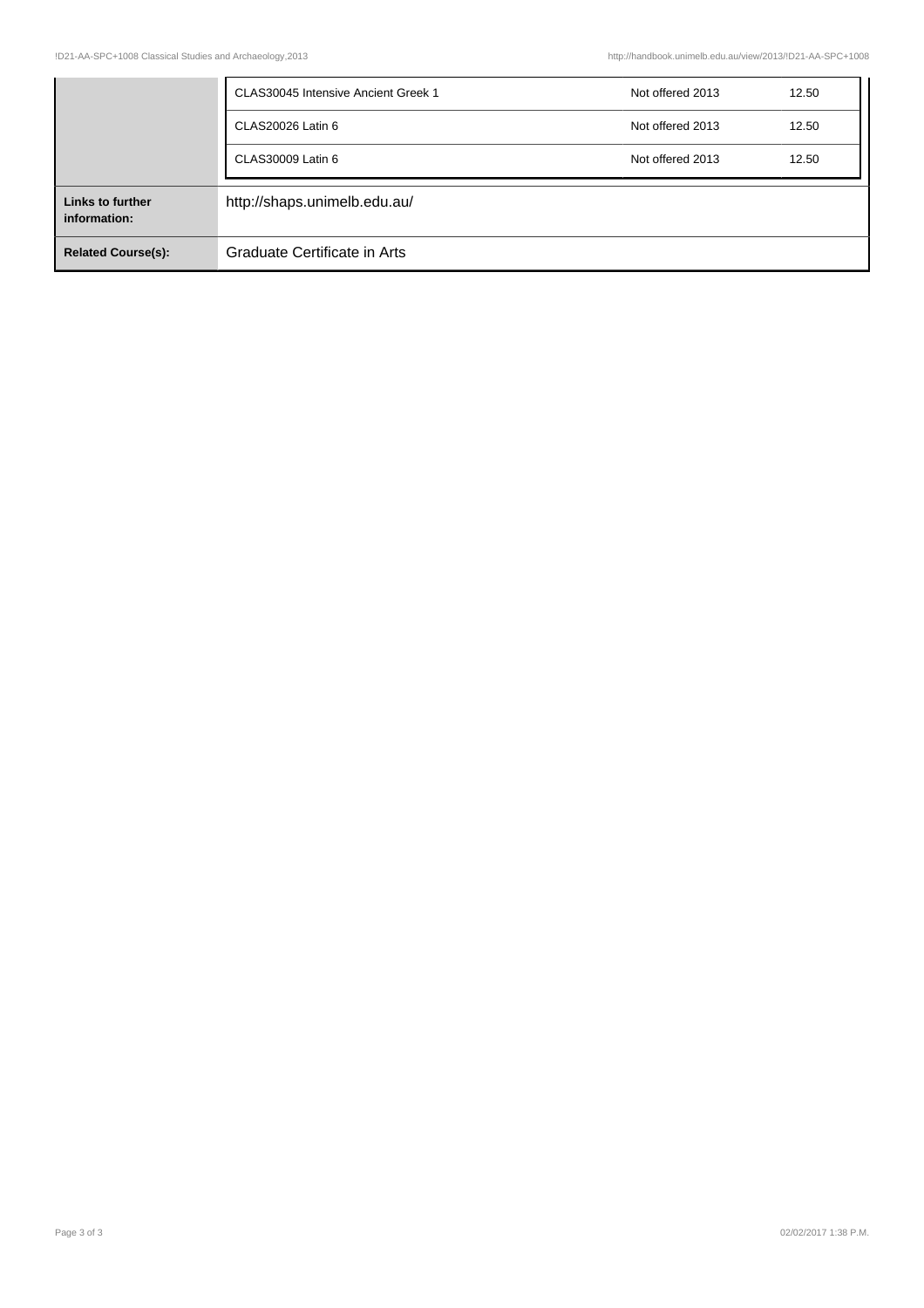| | | | |
|---|---|---|---|
| | CLAS30045 Intensive Ancient Greek 1 | Not offered 2013 | 12.50 |
| | CLAS20026 Latin 6 | Not offered 2013 | 12.50 |
| | CLAS30009 Latin 6 | Not offered 2013 | 12.50 |
| **Links to further information:** | http://shaps.unimelb.edu.au/ | | |
| **Related Course(s):** | Graduate Certificate in Arts | | |